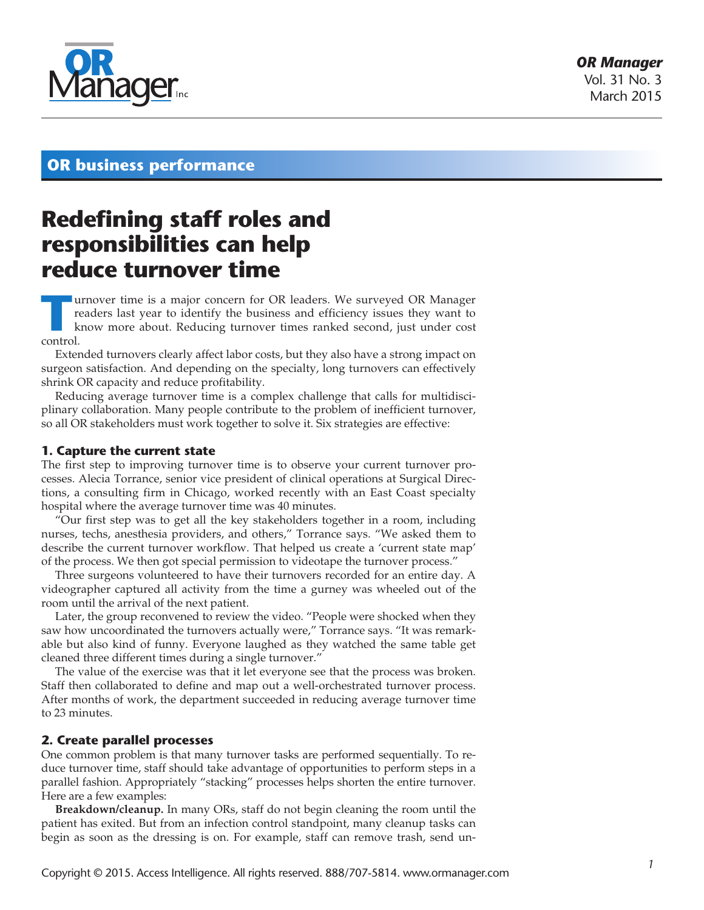## OR business performance

# Redefining staff roles and responsibilities can help reduce turnover time

Turnover time is a major concern for OR leaders. We surveyed OR Manager readers last year to identify the business and efficiency issues they want to know more about. Reducing turnover times ranked second, just under cost control.

Extended turnovers clearly affect labor costs, but they also have a strong impact on surgeon satisfaction. And depending on the specialty, long turnovers can effectively shrink OR capacity and reduce profitability.

Reducing average turnover time is a complex challenge that calls for multidisciplinary collaboration. Many people contribute to the problem of inefficient turnover, so all OR stakeholders must work together to solve it. Six strategies are effective:

### 1. Capture the current state

The first step to improving turnover time is to observe your current turnover processes. Alecia Torrance, senior vice president of clinical operations at Surgical Directions, a consulting firm in Chicago, worked recently with an East Coast specialty hospital where the average turnover time was 40 minutes.

"Our first step was to get all the key stakeholders together in a room, including nurses, techs, anesthesia providers, and others," Torrance says. "We asked them to describe the current turnover workflow. That helped us create a 'current state map' of the process. We then got special permission to videotape the turnover process."

Three surgeons volunteered to have their turnovers recorded for an entire day. A videographer captured all activity from the time a gurney was wheeled out of the room until the arrival of the next patient.

Later, the group reconvened to review the video. "People were shocked when they saw how uncoordinated the turnovers actually were," Torrance says. "It was remarkable but also kind of funny. Everyone laughed as they watched the same table get cleaned three different times during a single turnover."

The value of the exercise was that it let everyone see that the process was broken. Staff then collaborated to define and map out a well-orchestrated turnover process. After months of work, the department succeeded in reducing average turnover time to 23 minutes.

### 2. Create parallel processes

One common problem is that many turnover tasks are performed sequentially. To reduce turnover time, staff should take advantage of opportunities to perform steps in a parallel fashion. Appropriately "stacking" processes helps shorten the entire turnover. Here are a few examples:

**Breakdown/cleanup.** In many ORs, staff do not begin cleaning the room until the patient has exited. But from an infection control standpoint, many cleanup tasks can begin as soon as the dressing is on. For example, staff can remove trash, send un-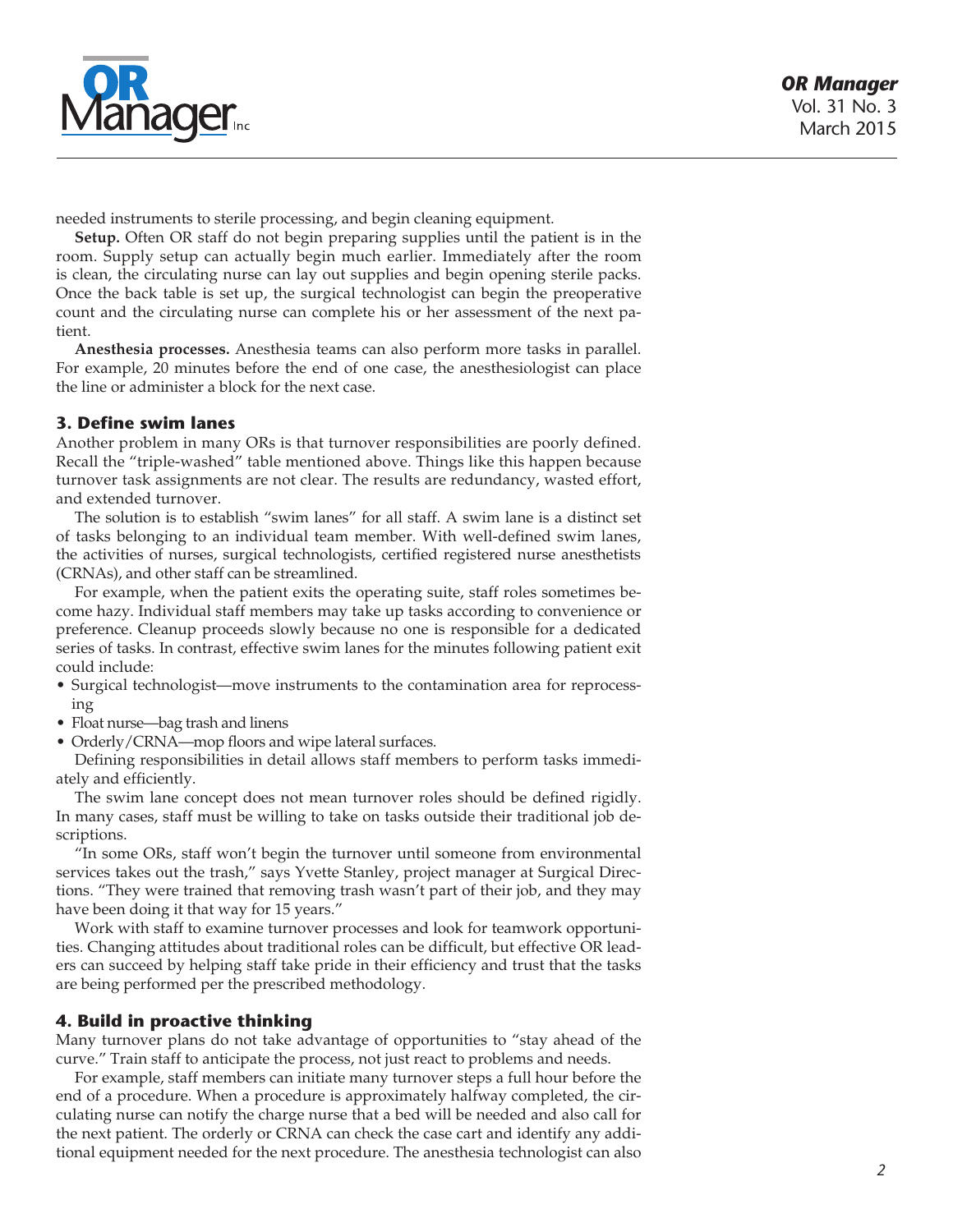needed instruments to sterile processing, and begin cleaning equipment.

**Setup.** Often OR staff do not begin preparing supplies until the patient is in the room. Supply setup can actually begin much earlier. Immediately after the room is clean, the circulating nurse can lay out supplies and begin opening sterile packs. Once the back table is set up, the surgical technologist can begin the preoperative count and the circulating nurse can complete his or her assessment of the next patient.

**Anesthesia processes.** Anesthesia teams can also perform more tasks in parallel. For example, 20 minutes before the end of one case, the anesthesiologist can place the line or administer a block for the next case.

### 3. Define swim lanes

Another problem in many ORs is that turnover responsibilities are poorly defined. Recall the "triple-washed" table mentioned above. Things like this happen because turnover task assignments are not clear. The results are redundancy, wasted effort, and extended turnover.

The solution is to establish "swim lanes" for all staff. A swim lane is a distinct set of tasks belonging to an individual team member. With well-defined swim lanes, the activities of nurses, surgical technologists, certified registered nurse anesthetists (CRNAs), and other staff can be streamlined.

For example, when the patient exits the operating suite, staff roles sometimes become hazy. Individual staff members may take up tasks according to convenience or preference. Cleanup proceeds slowly because no one is responsible for a dedicated series of tasks. In contrast, effective swim lanes for the minutes following patient exit could include:

- Surgical technologist—move instruments to the contamination area for reprocessing
- Float nurse—bag trash and linens
- Orderly/CRNA—mop floors and wipe lateral surfaces.

Defining responsibilities in detail allows staff members to perform tasks immediately and efficiently.

The swim lane concept does not mean turnover roles should be defined rigidly. In many cases, staff must be willing to take on tasks outside their traditional job descriptions.

"In some ORs, staff won't begin the turnover until someone from environmental services takes out the trash," says Yvette Stanley, project manager at Surgical Directions. "They were trained that removing trash wasn't part of their job, and they may have been doing it that way for 15 years."

Work with staff to examine turnover processes and look for teamwork opportunities. Changing attitudes about traditional roles can be difficult, but effective OR leaders can succeed by helping staff take pride in their efficiency and trust that the tasks are being performed per the prescribed methodology.

### 4. Build in proactive thinking

Many turnover plans do not take advantage of opportunities to "stay ahead of the curve." Train staff to anticipate the process, not just react to problems and needs.

For example, staff members can initiate many turnover steps a full hour before the end of a procedure. When a procedure is approximately halfway completed, the circulating nurse can notify the charge nurse that a bed will be needed and also call for the next patient. The orderly or CRNA can check the case cart and identify any additional equipment needed for the next procedure. The anesthesia technologist can also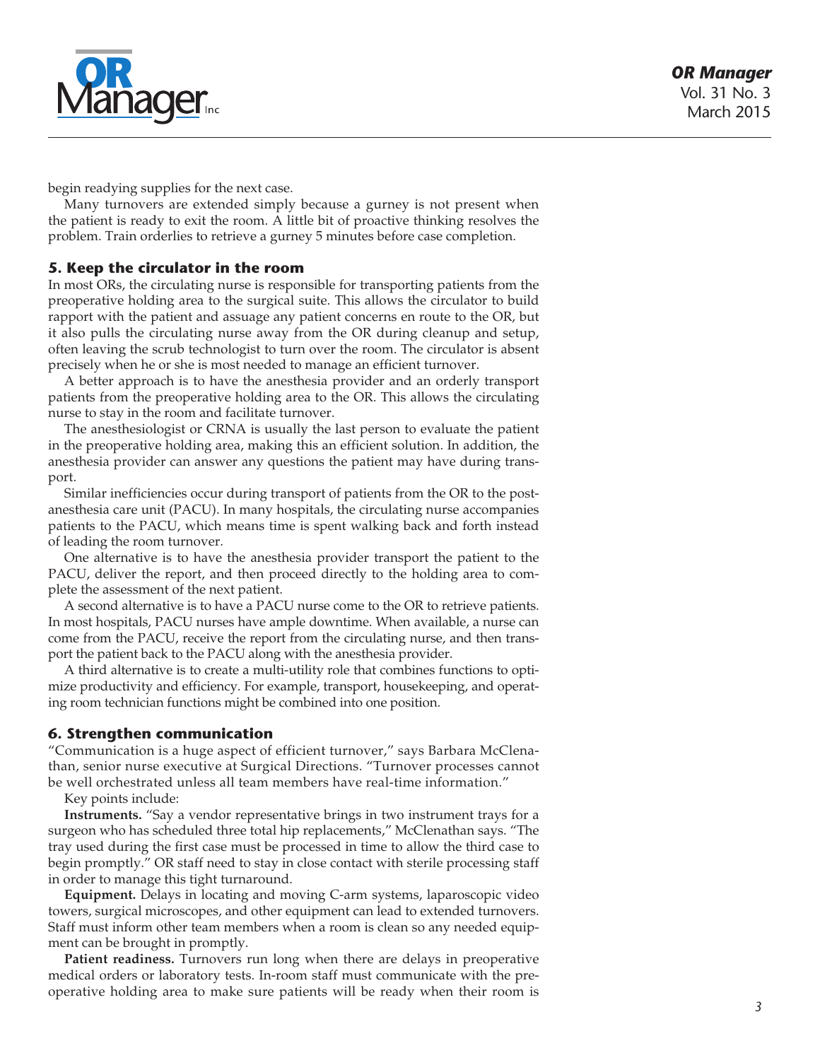begin readying supplies for the next case.

Many turnovers are extended simply because a gurney is not present when the patient is ready to exit the room. A little bit of proactive thinking resolves the problem. Train orderlies to retrieve a gurney 5 minutes before case completion.

### 5. Keep the circulator in the room

In most ORs, the circulating nurse is responsible for transporting patients from the preoperative holding area to the surgical suite. This allows the circulator to build rapport with the patient and assuage any patient concerns en route to the OR, but it also pulls the circulating nurse away from the OR during cleanup and setup, often leaving the scrub technologist to turn over the room. The circulator is absent precisely when he or she is most needed to manage an efficient turnover.

A better approach is to have the anesthesia provider and an orderly transport patients from the preoperative holding area to the OR. This allows the circulating nurse to stay in the room and facilitate turnover.

The anesthesiologist or CRNA is usually the last person to evaluate the patient in the preoperative holding area, making this an efficient solution. In addition, the anesthesia provider can answer any questions the patient may have during transport.

Similar inefficiencies occur during transport of patients from the OR to the postanesthesia care unit (PACU). In many hospitals, the circulating nurse accompanies patients to the PACU, which means time is spent walking back and forth instead of leading the room turnover.

One alternative is to have the anesthesia provider transport the patient to the PACU, deliver the report, and then proceed directly to the holding area to complete the assessment of the next patient.

A second alternative is to have a PACU nurse come to the OR to retrieve patients. In most hospitals, PACU nurses have ample downtime. When available, a nurse can come from the PACU, receive the report from the circulating nurse, and then transport the patient back to the PACU along with the anesthesia provider.

A third alternative is to create a multi-utility role that combines functions to optimize productivity and efficiency. For example, transport, housekeeping, and operating room technician functions might be combined into one position.

### 6. Strengthen communication

"Communication is a huge aspect of efficient turnover," says Barbara McClenathan, senior nurse executive at Surgical Directions. "Turnover processes cannot be well orchestrated unless all team members have real-time information."

Key points include:

**Instruments.** "Say a vendor representative brings in two instrument trays for a surgeon who has scheduled three total hip replacements," McClenathan says. "The tray used during the first case must be processed in time to allow the third case to begin promptly." OR staff need to stay in close contact with sterile processing staff in order to manage this tight turnaround.

**Equipment.** Delays in locating and moving C-arm systems, laparoscopic video towers, surgical microscopes, and other equipment can lead to extended turnovers. Staff must inform other team members when a room is clean so any needed equipment can be brought in promptly.

**Patient readiness.** Turnovers run long when there are delays in preoperative medical orders or laboratory tests. In-room staff must communicate with the preoperative holding area to make sure patients will be ready when their room is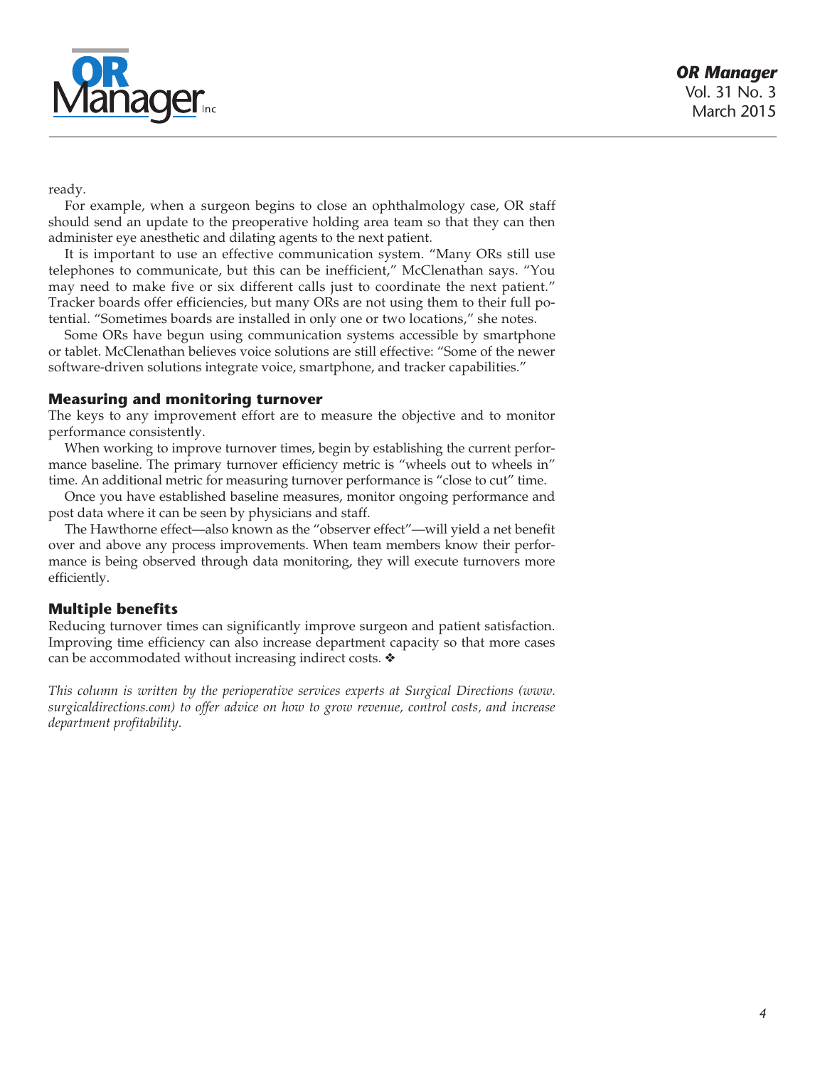ready.

For example, when a surgeon begins to close an ophthalmology case, OR staff should send an update to the preoperative holding area team so that they can then administer eye anesthetic and dilating agents to the next patient.

It is important to use an effective communication system. "Many ORs still use telephones to communicate, but this can be inefficient," McClenathan says. "You may need to make five or six different calls just to coordinate the next patient." Tracker boards offer efficiencies, but many ORs are not using them to their full potential. "Sometimes boards are installed in only one or two locations," she notes.

Some ORs have begun using communication systems accessible by smartphone or tablet. McClenathan believes voice solutions are still effective: "Some of the newer software-driven solutions integrate voice, smartphone, and tracker capabilities."

## Measuring and monitoring turnover

The keys to any improvement effort are to measure the objective and to monitor performance consistently.

When working to improve turnover times, begin by establishing the current performance baseline. The primary turnover efficiency metric is "wheels out to wheels in" time. An additional metric for measuring turnover performance is "close to cut" time.

Once you have established baseline measures, monitor ongoing performance and post data where it can be seen by physicians and staff.

The Hawthorne effect—also known as the "observer effect"—will yield a net benefit over and above any process improvements. When team members know their performance is being observed through data monitoring, they will execute turnovers more efficiently.

## Multiple benefits

Reducing turnover times can significantly improve surgeon and patient satisfaction. Improving time efficiency can also increase department capacity so that more cases can be accommodated without increasing indirect costs. ❖

*This column is written by the perioperative services experts at Surgical Directions (www.surgicaldirections.com) to offer advice on how to grow revenue, control costs, and increase department profitability.*